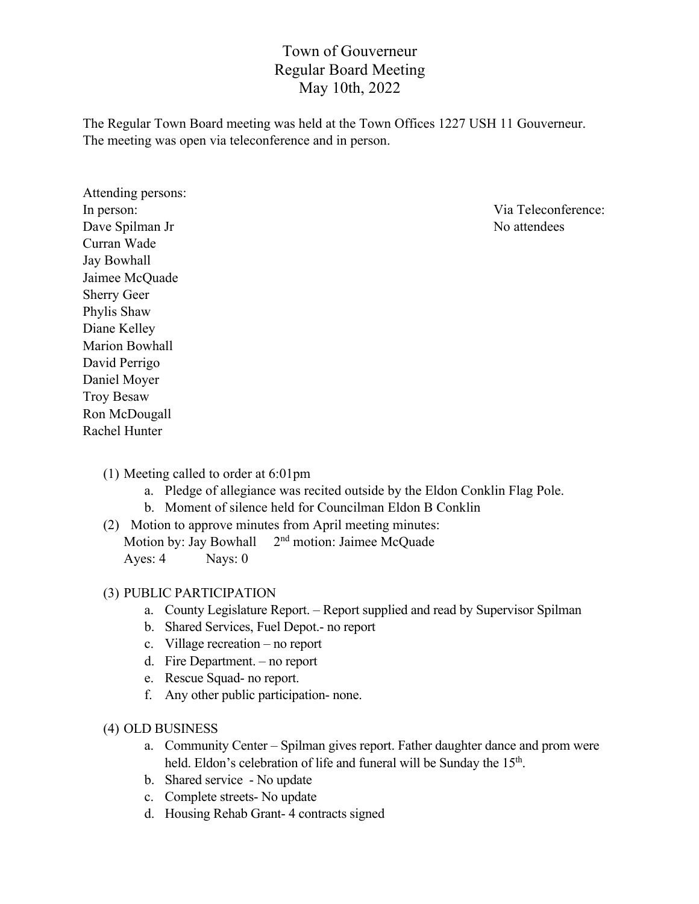# Town of Gouverneur
## Regular Board Meeting
## May 10th, 2022

The Regular Town Board meeting was held at the Town Offices 1227 USH 11 Gouverneur. The meeting was open via teleconference and in person.

Attending persons:

In person:
Dave Spilman Jr
Curran Wade
Jay Bowhall
Jaimee McQuade
Sherry Geer
Phylis Shaw
Diane Kelley
Marion Bowhall
David Perrigo
Daniel Moyer
Troy Besaw
Ron McDougall
Rachel Hunter

Via Teleconference:
No attendees

(1) Meeting called to order at 6:01pm
   a. Pledge of allegiance was recited outside by the Eldon Conklin Flag Pole.
   b. Moment of silence held for Councilman Eldon B Conklin

(2) Motion to approve minutes from April meeting minutes:
   Motion by: Jay Bowhall     2nd motion: Jaimee McQuade
   Ayes: 4     Nays: 0

(3) PUBLIC PARTICIPATION
   a. County Legislature Report. – Report supplied and read by Supervisor Spilman
   b. Shared Services, Fuel Depot.- no report
   c. Village recreation – no report
   d. Fire Department. – no report
   e. Rescue Squad- no report.
   f. Any other public participation- none.

(4) OLD BUSINESS
   a. Community Center – Spilman gives report. Father daughter dance and prom were held. Eldon's celebration of life and funeral will be Sunday the 15th.
   b. Shared service - No update
   c. Complete streets- No update
   d. Housing Rehab Grant- 4 contracts signed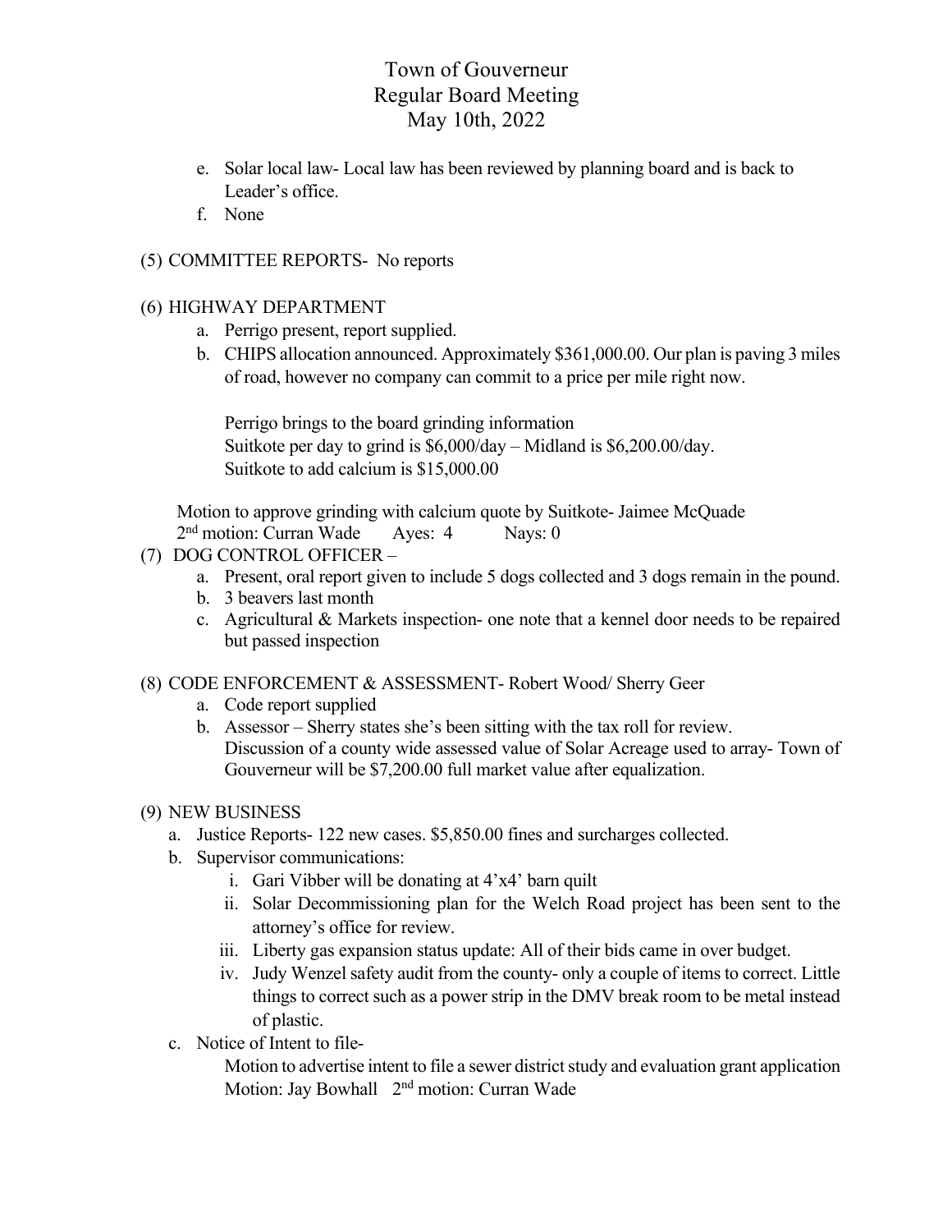# Town of Gouverneur
## Regular Board Meeting
## May 10th, 2022

e. Solar local law- Local law has been reviewed by planning board and is back to Leader's office.

f. None

(5) COMMITTEE REPORTS- No reports

(6) HIGHWAY DEPARTMENT

a. Perrigo present, report supplied.

b. CHIPS allocation announced. Approximately $361,000.00. Our plan is paving 3 miles of road, however no company can commit to a price per mile right now.

Perrigo brings to the board grinding information
Suitkote per day to grind is $6,000/day – Midland is $6,200.00/day.
Suitkote to add calcium is $15,000.00

Motion to approve grinding with calcium quote by Suitkote- Jaimee McQuade
2nd motion: Curran Wade Ayes: 4 Nays: 0

(7) DOG CONTROL OFFICER –

a. Present, oral report given to include 5 dogs collected and 3 dogs remain in the pound.

b. 3 beavers last month

c. Agricultural & Markets inspection- one note that a kennel door needs to be repaired but passed inspection

(8) CODE ENFORCEMENT & ASSESSMENT- Robert Wood/ Sherry Geer

a. Code report supplied

b. Assessor – Sherry states she's been sitting with the tax roll for review.
Discussion of a county wide assessed value of Solar Acreage used to array- Town of Gouverneur will be $7,200.00 full market value after equalization.

(9) NEW BUSINESS

a. Justice Reports- 122 new cases. $5,850.00 fines and surcharges collected.

b. Supervisor communications:

i. Gari Vibber will be donating at 4'x4' barn quilt

ii. Solar Decommissioning plan for the Welch Road project has been sent to the attorney's office for review.

iii. Liberty gas expansion status update: All of their bids came in over budget.

iv. Judy Wenzel safety audit from the county- only a couple of items to correct. Little things to correct such as a power strip in the DMV break room to be metal instead of plastic.

c. Notice of Intent to file-

Motion to advertise intent to file a sewer district study and evaluation grant application
Motion: Jay Bowhall 2nd motion: Curran Wade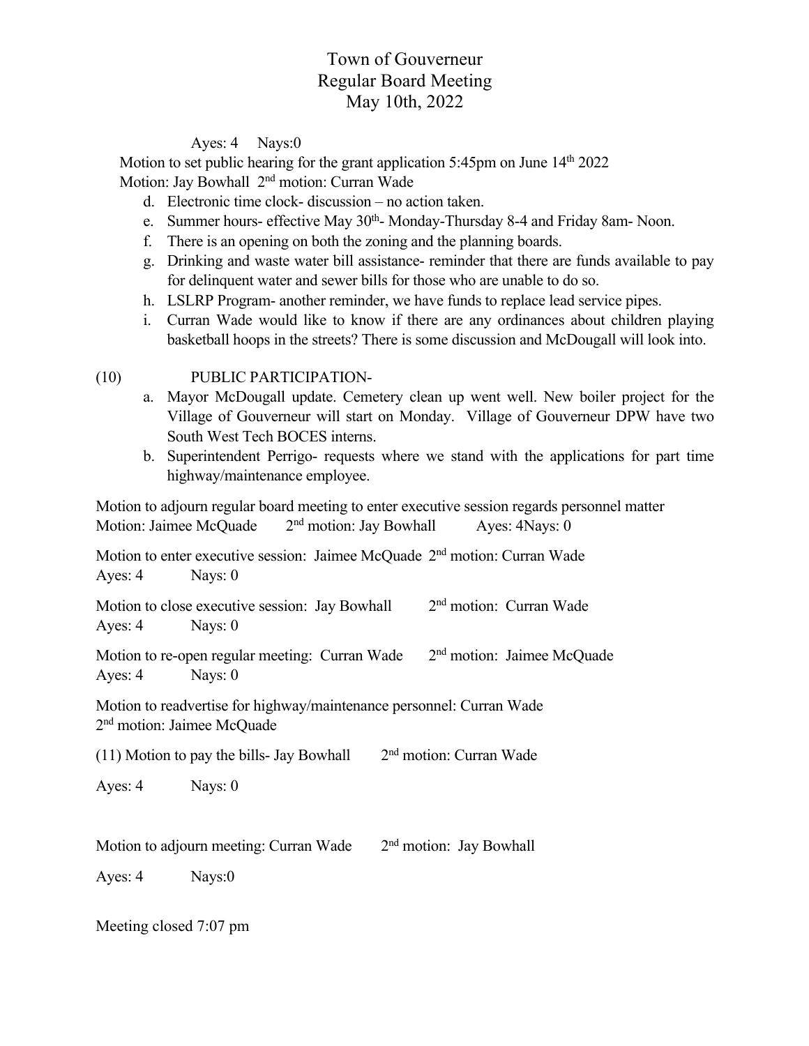# Town of Gouverneur
## Regular Board Meeting
## May 10th, 2022

Ayes: 4 Nays:0

Motion to set public hearing for the grant application 5:45pm on June 14th 2022

Motion: Jay Bowhall 2nd motion: Curran Wade

d. Electronic time clock- discussion – no action taken.
e. Summer hours- effective May 30th- Monday-Thursday 8-4 and Friday 8am- Noon.
f. There is an opening on both the zoning and the planning boards.
g. Drinking and waste water bill assistance- reminder that there are funds available to pay for delinquent water and sewer bills for those who are unable to do so.
h. LSLRP Program- another reminder, we have funds to replace lead service pipes.
i. Curran Wade would like to know if there are any ordinances about children playing basketball hoops in the streets? There is some discussion and McDougall will look into.

(10) PUBLIC PARTICIPATION-

a. Mayor McDougall update. Cemetery clean up went well. New boiler project for the Village of Gouverneur will start on Monday. Village of Gouverneur DPW have two South West Tech BOCES interns.
b. Superintendent Perrigo- requests where we stand with the applications for part time highway/maintenance employee.

Motion to adjourn regular board meeting to enter executive session regards personnel matter

Motion: Jaimee McQuade 2nd motion: Jay Bowhall Ayes: 4Nays: 0

Motion to enter executive session: Jaimee McQuade 2nd motion: Curran Wade

Ayes: 4 Nays: 0

Motion to close executive session: Jay Bowhall 2nd motion: Curran Wade

Ayes: 4 Nays: 0

Motion to re-open regular meeting: Curran Wade 2nd motion: Jaimee McQuade

Ayes: 4 Nays: 0

Motion to readvertise for highway/maintenance personnel: Curran Wade

2nd motion: Jaimee McQuade

(11) Motion to pay the bills- Jay Bowhall 2nd motion: Curran Wade

Ayes: 4 Nays: 0

Motion to adjourn meeting: Curran Wade 2nd motion: Jay Bowhall

Ayes: 4 Nays:0

Meeting closed 7:07 pm